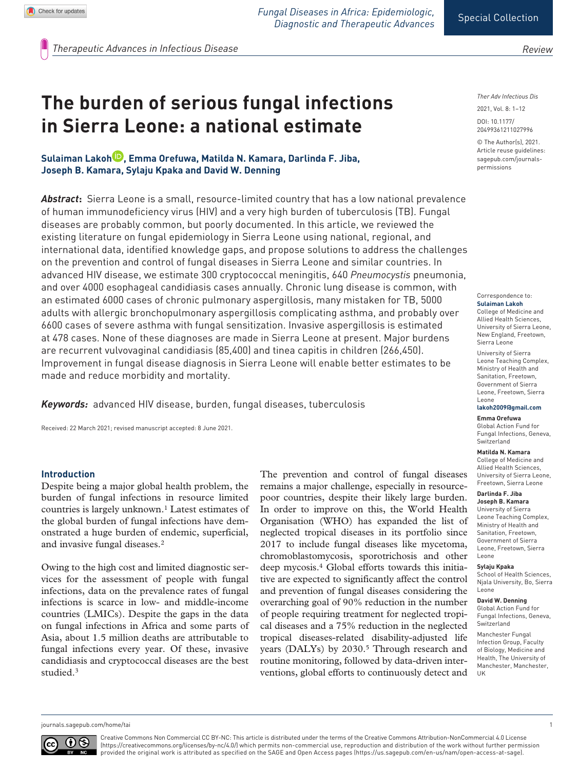# The burden of serious fungal infections in Sierra Leone: a national estimate

**Sulaiman Lakoh, Emma Orefuwa, Matilda N. Kamara, Darlinda F. Jiba, Joseph B. Kamara, Sylaju Kpaka and David W. Denning**

***Abstract*:** Sierra Leone is a small, resource-limited country that has a low national prevalence of human immunodeficiency virus (HIV) and a very high burden of tuberculosis (TB). Fungal diseases are probably common, but poorly documented. In this article, we reviewed the existing literature on fungal epidemiology in Sierra Leone using national, regional, and international data, identified knowledge gaps, and propose solutions to address the challenges on the prevention and control of fungal diseases in Sierra Leone and similar countries. In advanced HIV disease, we estimate 300 cryptococcal meningitis, 640 *Pneumocystis* pneumonia, and over 4000 esophageal candidiasis cases annually. Chronic lung disease is common, with an estimated 6000 cases of chronic pulmonary aspergillosis, many mistaken for TB, 5000 adults with allergic bronchopulmonary aspergillosis complicating asthma, and probably over 6600 cases of severe asthma with fungal sensitization. Invasive aspergillosis is estimated at 478 cases. None of these diagnoses are made in Sierra Leone at present. Major burdens are recurrent vulvovaginal candidiasis (85,400) and tinea capitis in children (266,450). Improvement in fungal disease diagnosis in Sierra Leone will enable better estimates to be made and reduce morbidity and mortality.

***Keywords:*** advanced HIV disease, burden, fungal diseases, tuberculosis

Received: 22 March 2021; revised manuscript accepted: 8 June 2021.

Correspondence to:
**Sulaiman Lakoh**
College of Medicine and Allied Health Sciences, University of Sierra Leone, New England, Freetown, Sierra Leone

University of Sierra Leone Teaching Complex, Ministry of Health and Sanitation, Freetown, Government of Sierra Leone, Freetown, Sierra Leone
**lakoh2009@gmail.com**

**Emma Orefuwa**
Global Action Fund for Fungal Infections, Geneva, Switzerland

**Matilda N. Kamara**
College of Medicine and Allied Health Sciences, University of Sierra Leone, Freetown, Sierra Leone

**Darlinda F. Jiba**
**Joseph B. Kamara**
University of Sierra Leone Teaching Complex, Ministry of Health and Sanitation, Freetown, Government of Sierra Leone, Freetown, Sierra Leone

**Sylaju Kpaka**
School of Health Sciences, Njala University, Bo, Sierra Leone

**David W. Denning**
Global Action Fund for Fungal Infections, Geneva, Switzerland

Manchester Fungal Infection Group, Faculty of Biology, Medicine and Health, The University of Manchester, Manchester, UK

## Introduction

Despite being a major global health problem, the burden of fungal infections in resource limited countries is largely unknown.[1] Latest estimates of the global burden of fungal infections have demonstrated a huge burden of endemic, superficial, and invasive fungal diseases.[2]

Owing to the high cost and limited diagnostic services for the assessment of people with fungal infections, data on the prevalence rates of fungal infections is scarce in low- and middle-income countries (LMICs). Despite the gaps in the data on fungal infections in Africa and some parts of Asia, about 1.5 million deaths are attributable to fungal infections every year. Of these, invasive candidiasis and cryptococcal diseases are the best studied.[3]

The prevention and control of fungal diseases remains a major challenge, especially in resource-poor countries, despite their likely large burden. In order to improve on this, the World Health Organisation (WHO) has expanded the list of neglected tropical diseases in its portfolio since 2017 to include fungal diseases like mycetoma, chromoblastomycosis, sporotrichosis and other deep mycosis.[4] Global efforts towards this initiative are expected to significantly affect the control and prevention of fungal diseases considering the overarching goal of 90% reduction in the number of people requiring treatment for neglected tropical diseases and a 75% reduction in the neglected tropical diseases-related disability-adjusted life years (DALYs) by 2030.[5] Through research and routine monitoring, followed by data-driven interventions, global efforts to continuously detect and

Creative Commons Non Commercial CC BY-NC: This article is distributed under the terms of the Creative Commons Attribution-NonCommercial 4.0 License (https://creativecommons.org/licenses/by-nc/4.0/) which permits non-commercial use, reproduction and distribution of the work without further permission provided the original work is attributed as specified on the SAGE and Open Access pages (https://us.sagepub.com/en-us/nam/open-access-at-sage).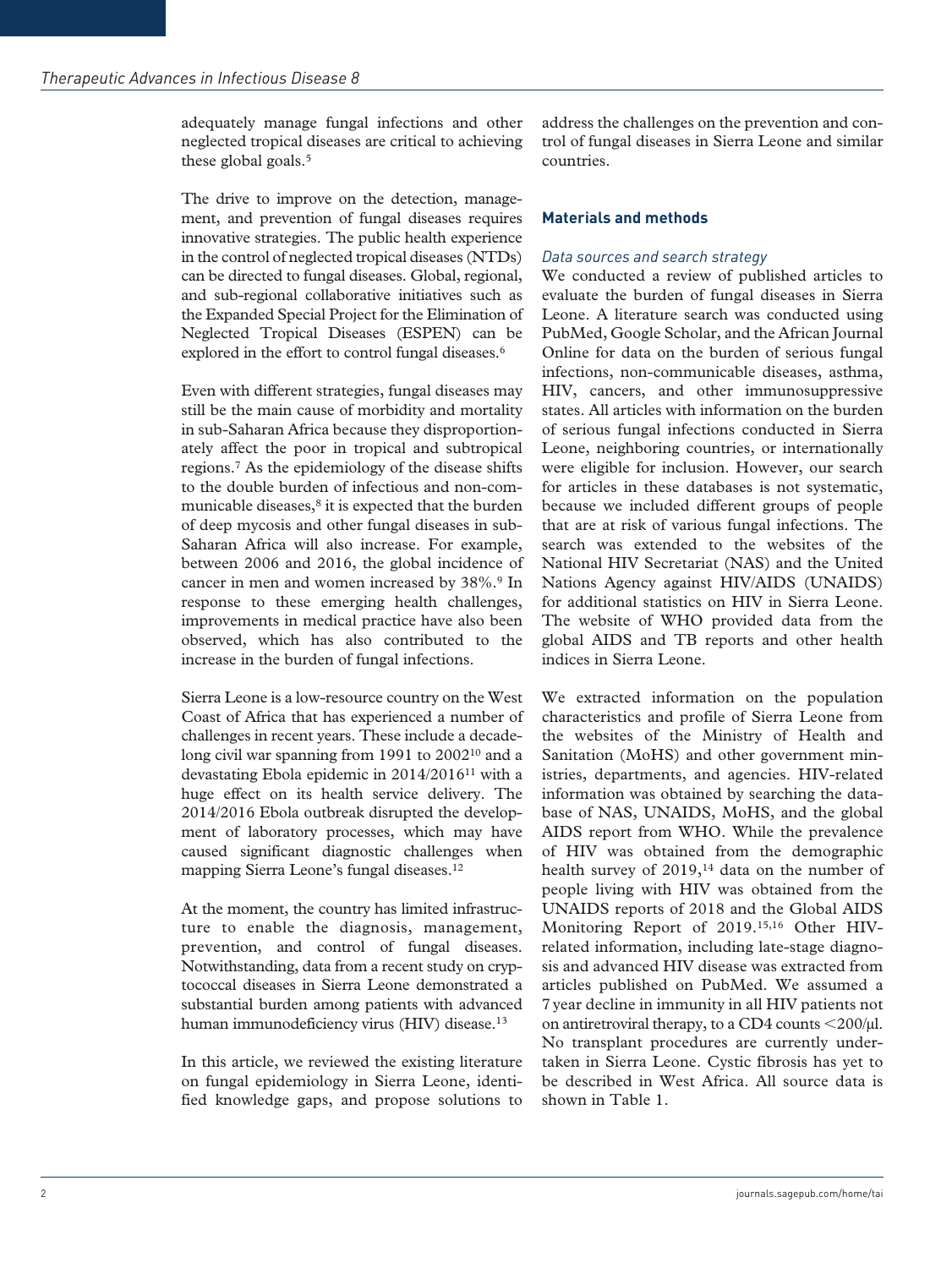adequately manage fungal infections and other neglected tropical diseases are critical to achieving these global goals.[5]

The drive to improve on the detection, management, and prevention of fungal diseases requires innovative strategies. The public health experience in the control of neglected tropical diseases (NTDs) can be directed to fungal diseases. Global, regional, and sub-regional collaborative initiatives such as the Expanded Special Project for the Elimination of Neglected Tropical Diseases (ESPEN) can be explored in the effort to control fungal diseases.[6]

Even with different strategies, fungal diseases may still be the main cause of morbidity and mortality in sub-Saharan Africa because they disproportionately affect the poor in tropical and subtropical regions.[7] As the epidemiology of the disease shifts to the double burden of infectious and non-communicable diseases,[8] it is expected that the burden of deep mycosis and other fungal diseases in sub-Saharan Africa will also increase. For example, between 2006 and 2016, the global incidence of cancer in men and women increased by 38%.[9] In response to these emerging health challenges, improvements in medical practice have also been observed, which has also contributed to the increase in the burden of fungal infections.

Sierra Leone is a low-resource country on the West Coast of Africa that has experienced a number of challenges in recent years. These include a decade-long civil war spanning from 1991 to 2002[10] and a devastating Ebola epidemic in 2014/2016[11] with a huge effect on its health service delivery. The 2014/2016 Ebola outbreak disrupted the development of laboratory processes, which may have caused significant diagnostic challenges when mapping Sierra Leone's fungal diseases.[12]

At the moment, the country has limited infrastructure to enable the diagnosis, management, prevention, and control of fungal diseases. Notwithstanding, data from a recent study on cryptococcal diseases in Sierra Leone demonstrated a substantial burden among patients with advanced human immunodeficiency virus (HIV) disease.[13]

In this article, we reviewed the existing literature on fungal epidemiology in Sierra Leone, identified knowledge gaps, and propose solutions to address the challenges on the prevention and control of fungal diseases in Sierra Leone and similar countries.

## Materials and methods

### *Data sources and search strategy*

We conducted a review of published articles to evaluate the burden of fungal diseases in Sierra Leone. A literature search was conducted using PubMed, Google Scholar, and the African Journal Online for data on the burden of serious fungal infections, non-communicable diseases, asthma, HIV, cancers, and other immunosuppressive states. All articles with information on the burden of serious fungal infections conducted in Sierra Leone, neighboring countries, or internationally were eligible for inclusion. However, our search for articles in these databases is not systematic, because we included different groups of people that are at risk of various fungal infections. The search was extended to the websites of the National HIV Secretariat (NAS) and the United Nations Agency against HIV/AIDS (UNAIDS) for additional statistics on HIV in Sierra Leone. The website of WHO provided data from the global AIDS and TB reports and other health indices in Sierra Leone.

We extracted information on the population characteristics and profile of Sierra Leone from the websites of the Ministry of Health and Sanitation (MoHS) and other government ministries, departments, and agencies. HIV-related information was obtained by searching the database of NAS, UNAIDS, MoHS, and the global AIDS report from WHO. While the prevalence of HIV was obtained from the demographic health survey of 2019,[14] data on the number of people living with HIV was obtained from the UNAIDS reports of 2018 and the Global AIDS Monitoring Report of 2019.[15,16] Other HIV-related information, including late-stage diagnosis and advanced HIV disease was extracted from articles published on PubMed. We assumed a 7 year decline in immunity in all HIV patients not on antiretroviral therapy, to a CD4 counts $<200/\mu l$. No transplant procedures are currently undertaken in Sierra Leone. Cystic fibrosis has yet to be described in West Africa. All source data is shown in Table 1.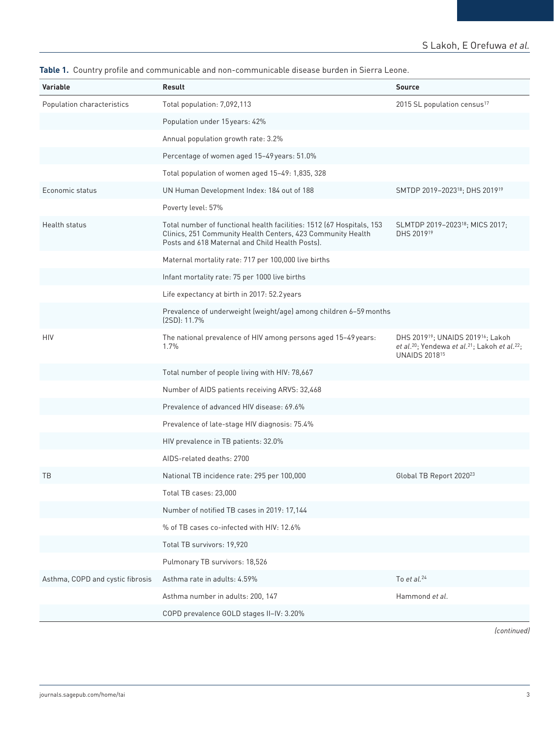**Table 1.** Country profile and communicable and non-communicable disease burden in Sierra Leone.

| Variable | Result | Source |
|---|---|---|
| Population characteristics | Total population: 7,092,113 | 2015 SL population census[17] |
| | Population under 15 years: 42% | |
| | Annual population growth rate: 3.2% | |
| | Percentage of women aged 15–49 years: 51.0% | |
| | Total population of women aged 15–49: 1,835, 328 | |
| Economic status | UN Human Development Index: 184 out of 188 | SMTDP 2019–2023[18]; DHS 2019[19] |
| | Poverty level: 57% | |
| Health status | Total number of functional health facilities: 1512 (67 Hospitals, 153 Clinics, 251 Community Health Centers, 423 Community Health Posts and 618 Maternal and Child Health Posts). | SLMTDP 2019–2023[18]; MICS 2017; DHS 2019[19] |
| | Maternal mortality rate: 717 per 100,000 live births | |
| | Infant mortality rate: 75 per 1000 live births | |
| | Life expectancy at birth in 2017: 52.2 years | |
| | Prevalence of underweight (weight/age) among children 6–59 months (2SD): 11.7% | |
| HIV | The national prevalence of HIV among persons aged 15–49 years: 1.7% | DHS 2019[19]; UNAIDS 2019[16]; Lakoh *et al.*[20]; Yendewa *et al.*[21]; Lakoh *et al.*[22]; UNAIDS 2018[15] |
| | Total number of people living with HIV: 78,667 | |
| | Number of AIDS patients receiving ARVS: 32,468 | |
| | Prevalence of advanced HIV disease: 69.6% | |
| | Prevalence of late-stage HIV diagnosis: 75.4% | |
| | HIV prevalence in TB patients: 32.0% | |
| | AIDS-related deaths: 2700 | |
| TB | National TB incidence rate: 295 per 100,000 | Global TB Report 2020[23] |
| | Total TB cases: 23,000 | |
| | Number of notified TB cases in 2019: 17,144 | |
| | % of TB cases co-infected with HIV: 12.6% | |
| | Total TB survivors: 19,920 | |
| | Pulmonary TB survivors: 18,526 | |
| Asthma, COPD and cystic fibrosis | Asthma rate in adults: 4.59% | To *et al.*[24] |
| | Asthma number in adults: 200, 147 | Hammond *et al.* |
| | COPD prevalence GOLD stages II–IV: 3.20% | |

*(continued)*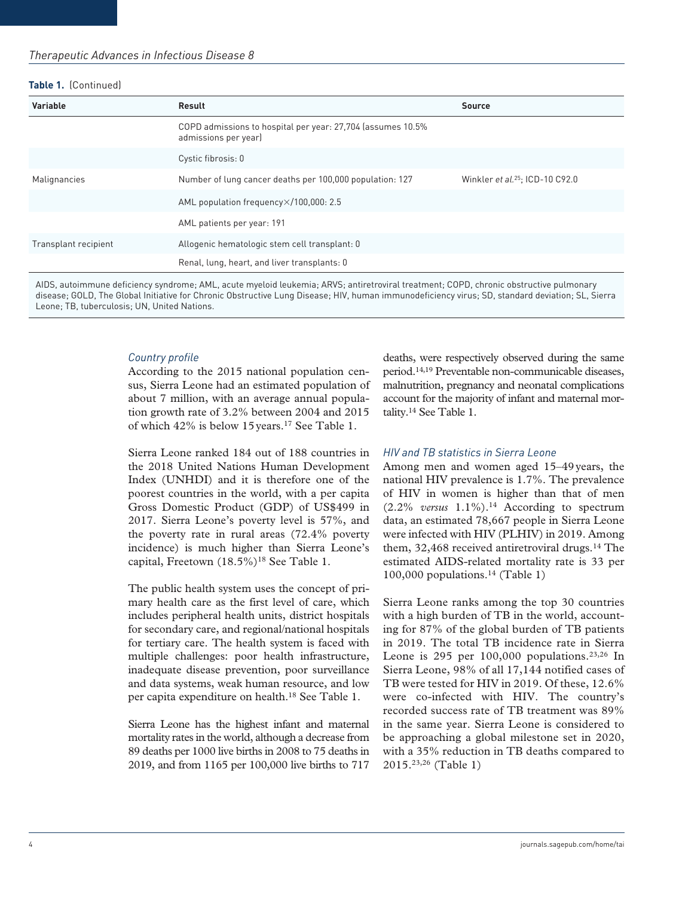**Table 1.** (Continued)

| Variable | Result | Source |
| --- | --- | --- |
| | COPD admissions to hospital per year: 27,704 (assumes 10.5% admissions per year) | |
| | Cystic fibrosis: 0 | |
| Malignancies | Number of lung cancer deaths per 100,000 population: 127 | Winkler *et al.*[25]; ICD-10 C92.0 |
| | AML population frequency×/100,000: 2.5 | |
| | AML patients per year: 191 | |
| Transplant recipient | Allogenic hematologic stem cell transplant: 0 | |
| | Renal, lung, heart, and liver transplants: 0 | |

AIDS, autoimmune deficiency syndrome; AML, acute myeloid leukemia; ARVS; antiretroviral treatment; COPD, chronic obstructive pulmonary disease; GOLD, The Global Initiative for Chronic Obstructive Lung Disease; HIV, human immunodeficiency virus; SD, standard deviation; SL, Sierra Leone; TB, tuberculosis; UN, United Nations.

### *Country profile*

According to the 2015 national population census, Sierra Leone had an estimated population of about 7 million, with an average annual population growth rate of 3.2% between 2004 and 2015 of which 42% is below 15 years.[17] See Table 1.

Sierra Leone ranked 184 out of 188 countries in the 2018 United Nations Human Development Index (UNHDI) and it is therefore one of the poorest countries in the world, with a per capita Gross Domestic Product (GDP) of US$499 in 2017. Sierra Leone's poverty level is 57%, and the poverty rate in rural areas (72.4% poverty incidence) is much higher than Sierra Leone's capital, Freetown (18.5%)[18] See Table 1.

The public health system uses the concept of primary health care as the first level of care, which includes peripheral health units, district hospitals for secondary care, and regional/national hospitals for tertiary care. The health system is faced with multiple challenges: poor health infrastructure, inadequate disease prevention, poor surveillance and data systems, weak human resource, and low per capita expenditure on health.[18] See Table 1.

Sierra Leone has the highest infant and maternal mortality rates in the world, although a decrease from 89 deaths per 1000 live births in 2008 to 75 deaths in 2019, and from 1165 per 100,000 live births to 717 deaths, were respectively observed during the same period.[14,19] Preventable non-communicable diseases, malnutrition, pregnancy and neonatal complications account for the majority of infant and maternal mortality.[14] See Table 1.

### *HIV and TB statistics in Sierra Leone*

Among men and women aged 15–49 years, the national HIV prevalence is 1.7%. The prevalence of HIV in women is higher than that of men (2.2% *versus* 1.1%).[14] According to spectrum data, an estimated 78,667 people in Sierra Leone were infected with HIV (PLHIV) in 2019. Among them, 32,468 received antiretroviral drugs.[14] The estimated AIDS-related mortality rate is 33 per 100,000 populations.[14] (Table 1)

Sierra Leone ranks among the top 30 countries with a high burden of TB in the world, accounting for 87% of the global burden of TB patients in 2019. The total TB incidence rate in Sierra Leone is 295 per 100,000 populations.[23,26] In Sierra Leone, 98% of all 17,144 notified cases of TB were tested for HIV in 2019. Of these, 12.6% were co-infected with HIV. The country's recorded success rate of TB treatment was 89% in the same year. Sierra Leone is considered to be approaching a global milestone set in 2020, with a 35% reduction in TB deaths compared to 2015.[23,26] (Table 1)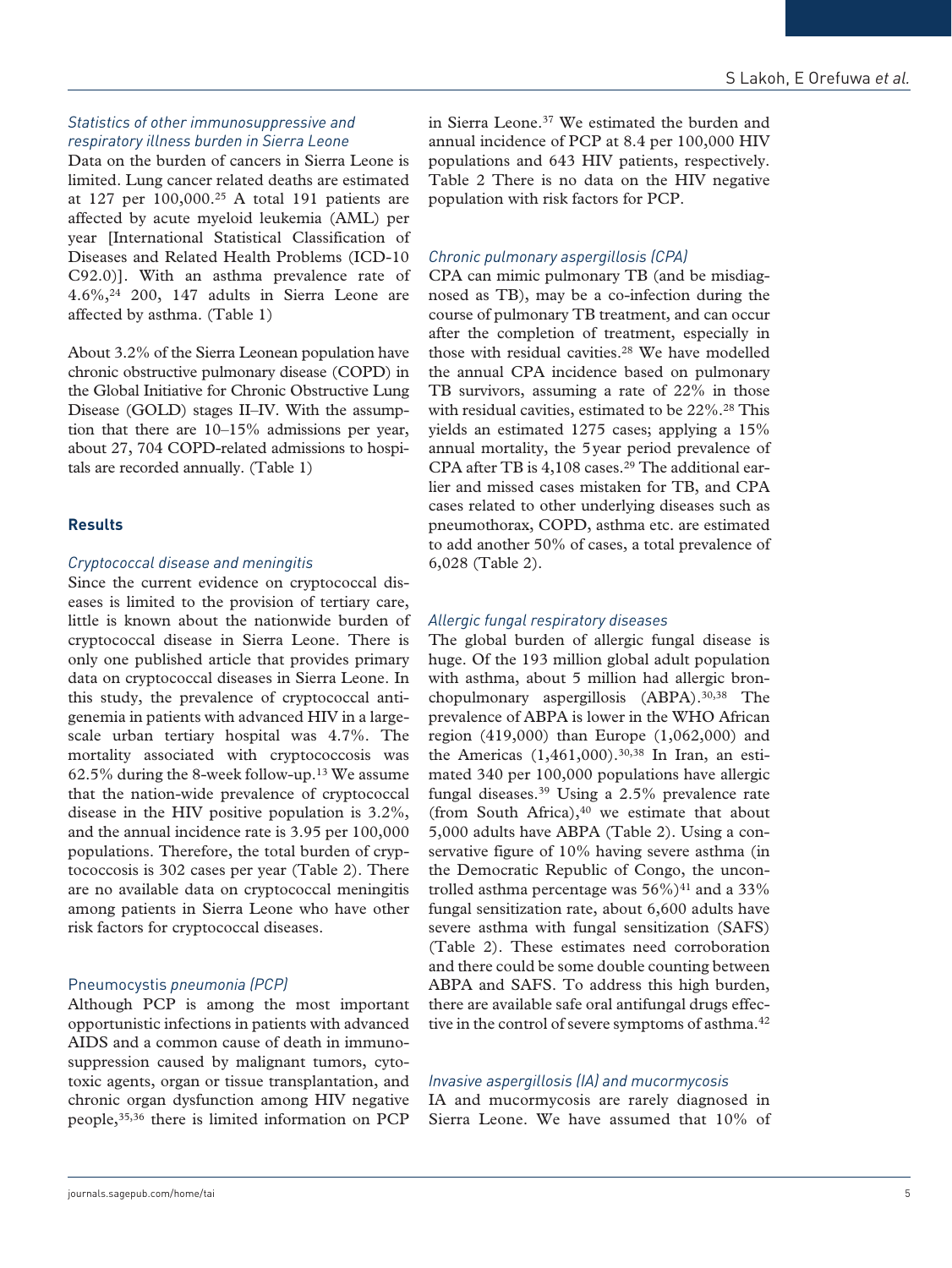### *Statistics of other immunosuppressive and respiratory illness burden in Sierra Leone*

Data on the burden of cancers in Sierra Leone is limited. Lung cancer related deaths are estimated at 127 per 100,000.[25] A total 191 patients are affected by acute myeloid leukemia (AML) per year [International Statistical Classification of Diseases and Related Health Problems (ICD-10 C92.0)]. With an asthma prevalence rate of 4.6%,[24] 200, 147 adults in Sierra Leone are affected by asthma. (Table 1)

About 3.2% of the Sierra Leonean population have chronic obstructive pulmonary disease (COPD) in the Global Initiative for Chronic Obstructive Lung Disease (GOLD) stages II–IV. With the assumption that there are 10–15% admissions per year, about 27, 704 COPD-related admissions to hospitals are recorded annually. (Table 1)

## Results

### *Cryptococcal disease and meningitis*

Since the current evidence on cryptococcal diseases is limited to the provision of tertiary care, little is known about the nationwide burden of cryptococcal disease in Sierra Leone. There is only one published article that provides primary data on cryptococcal diseases in Sierra Leone. In this study, the prevalence of cryptococcal antigenemia in patients with advanced HIV in a large-scale urban tertiary hospital was 4.7%. The mortality associated with cryptococcosis was 62.5% during the 8-week follow-up.[13] We assume that the nation-wide prevalence of cryptococcal disease in the HIV positive population is 3.2%, and the annual incidence rate is 3.95 per 100,000 populations. Therefore, the total burden of cryptococcosis is 302 cases per year (Table 2). There are no available data on cryptococcal meningitis among patients in Sierra Leone who have other risk factors for cryptococcal diseases.

### Pneumocystis *pneumonia (PCP)*

Although PCP is among the most important opportunistic infections in patients with advanced AIDS and a common cause of death in immunosuppression caused by malignant tumors, cytotoxic agents, organ or tissue transplantation, and chronic organ dysfunction among HIV negative people,[35,36] there is limited information on PCP in Sierra Leone.[37] We estimated the burden and annual incidence of PCP at 8.4 per 100,000 HIV populations and 643 HIV patients, respectively. Table 2 There is no data on the HIV negative population with risk factors for PCP.

### *Chronic pulmonary aspergillosis (CPA)*

CPA can mimic pulmonary TB (and be misdiagnosed as TB), may be a co-infection during the course of pulmonary TB treatment, and can occur after the completion of treatment, especially in those with residual cavities.[28] We have modelled the annual CPA incidence based on pulmonary TB survivors, assuming a rate of 22% in those with residual cavities, estimated to be 22%.[28] This yields an estimated 1275 cases; applying a 15% annual mortality, the 5year period prevalence of CPA after TB is 4,108 cases.[29] The additional earlier and missed cases mistaken for TB, and CPA cases related to other underlying diseases such as pneumothorax, COPD, asthma etc. are estimated to add another 50% of cases, a total prevalence of 6,028 (Table 2).

### *Allergic fungal respiratory diseases*

The global burden of allergic fungal disease is huge. Of the 193 million global adult population with asthma, about 5 million had allergic bronchopulmonary aspergillosis (ABPA).[30,38] The prevalence of ABPA is lower in the WHO African region (419,000) than Europe (1,062,000) and the Americas (1,461,000).[30,38] In Iran, an estimated 340 per 100,000 populations have allergic fungal diseases.[39] Using a 2.5% prevalence rate (from South Africa),[40] we estimate that about 5,000 adults have ABPA (Table 2). Using a conservative figure of 10% having severe asthma (in the Democratic Republic of Congo, the uncontrolled asthma percentage was 56%)[41] and a 33% fungal sensitization rate, about 6,600 adults have severe asthma with fungal sensitization (SAFS) (Table 2). These estimates need corroboration and there could be some double counting between ABPA and SAFS. To address this high burden, there are available safe oral antifungal drugs effective in the control of severe symptoms of asthma.[42]

### *Invasive aspergillosis (IA) and mucormycosis*

IA and mucormycosis are rarely diagnosed in Sierra Leone. We have assumed that 10% of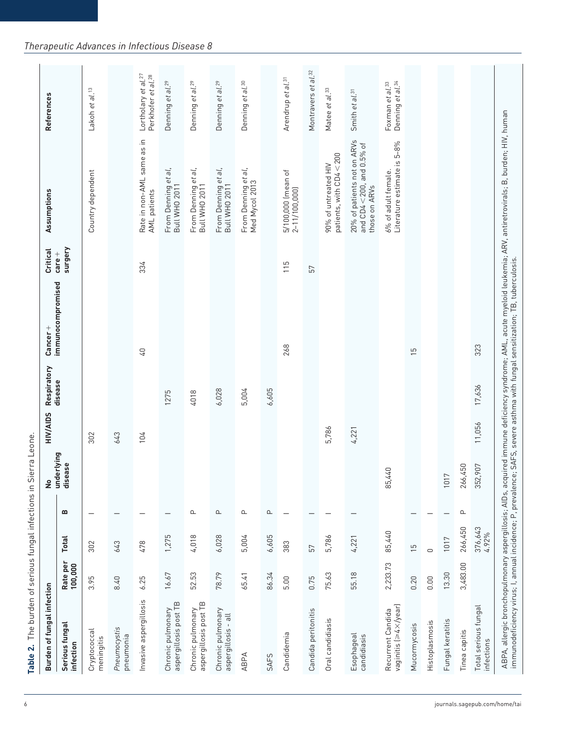**Table 2.** The burden of serious fungal infections in Sierra Leone.

| Burden of fungal infection | | | | No underlying disease | HIV/AIDS | Respiratory disease | Cancer + immunocompromised | Critical care + surgery | Assumptions | References |
|---|---|---|---|---|---|---|---|---|---|---|
| Serious fungal infection | Rate per 100,000 | Total | B | | | | | | | |
| Cryptococcal meningitis | 3.95 | 302 | I | | 302 | | | | Country dependent | Lakoh et al.[13] |
| *Pneumocystis* pneumonia | 8.40 | 643 | I | | 643 | | | | | |
| Invasive aspergillosis | 6.25 | 478 | I | | 104 | | 40 | 334 | Rate in non-AML same as in AML patients | Lortholary et al.[27] Perkhofer et al.[28] |
| Chronic pulmonary aspergillosis post TB | 16.67 | 1,275 | I | | | 1275 | | | From Denning et al, Bull WHO 2011 | Denning et al.[29] |
| Chronic pulmonary aspergillosis post TB | 52.53 | 4,018 | P | | | 4018 | | | From Denning et al, Bull WHO 2011 | Denning et al.[29] |
| Chronic pulmonary aspergillosis – all | 78.79 | 6,028 | P | | | 6,028 | | | From Denning et al, Bull WHO 2011 | Denning et al.[29] |
| ABPA | 65.41 | 5,004 | P | | | 5,004 | | | From Denning et al, Med Mycol 2013 | Denning et al.[30] |
| SAFS | 86.34 | 6,605 | P | | | 6,605 | | | | |
| Candidemia | 5.00 | 383 | I | | | | 268 | 115 | 5/100,000 (mean of 2–11/100,000) | Arendrup et al.[31] |
| Candida peritonitis | 0.75 | 57 | I | | | | | 57 | | Montravers et al.[32] |
| Oral candidiasis | 75.63 | 5,786 | I | | 5,786 | | | | 90% of untreated HIV patients, with CD4 < 200 | Matee et al.[33] |
| Esophageal candidiasis | 55.18 | 4,221 | I | | 4,221 | | | | 20% of patients not on ARVs and CD4 < 200, and 0.5% of those on ARVs | Smith et al.[31] |
| Recurrent Candida vaginitis (≥4×/year) | 2,233.73 | 85,440 | | 85,440 | | | | | 6% of adult female. Literature estimate is 5–8% | Foxman et al.[33] Denning et al.[34] |
| Mucormycosis | 0.20 | 15 | I | | | | 15 | | | |
| Histoplasmosis | 0.00 | 0 | I | | | | | | | |
| Fungal keratitis | 13.30 | 1017 | I | 1017 | | | | | | |
| Tinea capitis | 3,483.00 | 266,450 | P | 266,450 | | | | | | |
| Total serious fungal infections | | 376,643 4.92% | | 352,907 | 11,056 | 17,636 | 323 | | | |

ABPA, allergic bronchopulmonary aspergillosis; AIDs, acquired immune deficiency syndrome; AML, acute myeloid leukemia; ARV, antiretrovirals; B, burden; HIV, human immunodeficiency virus; I, annual incidence; P, prevalence; SAFS, severe asthma with fungal sensitization; TB, tuberculosis.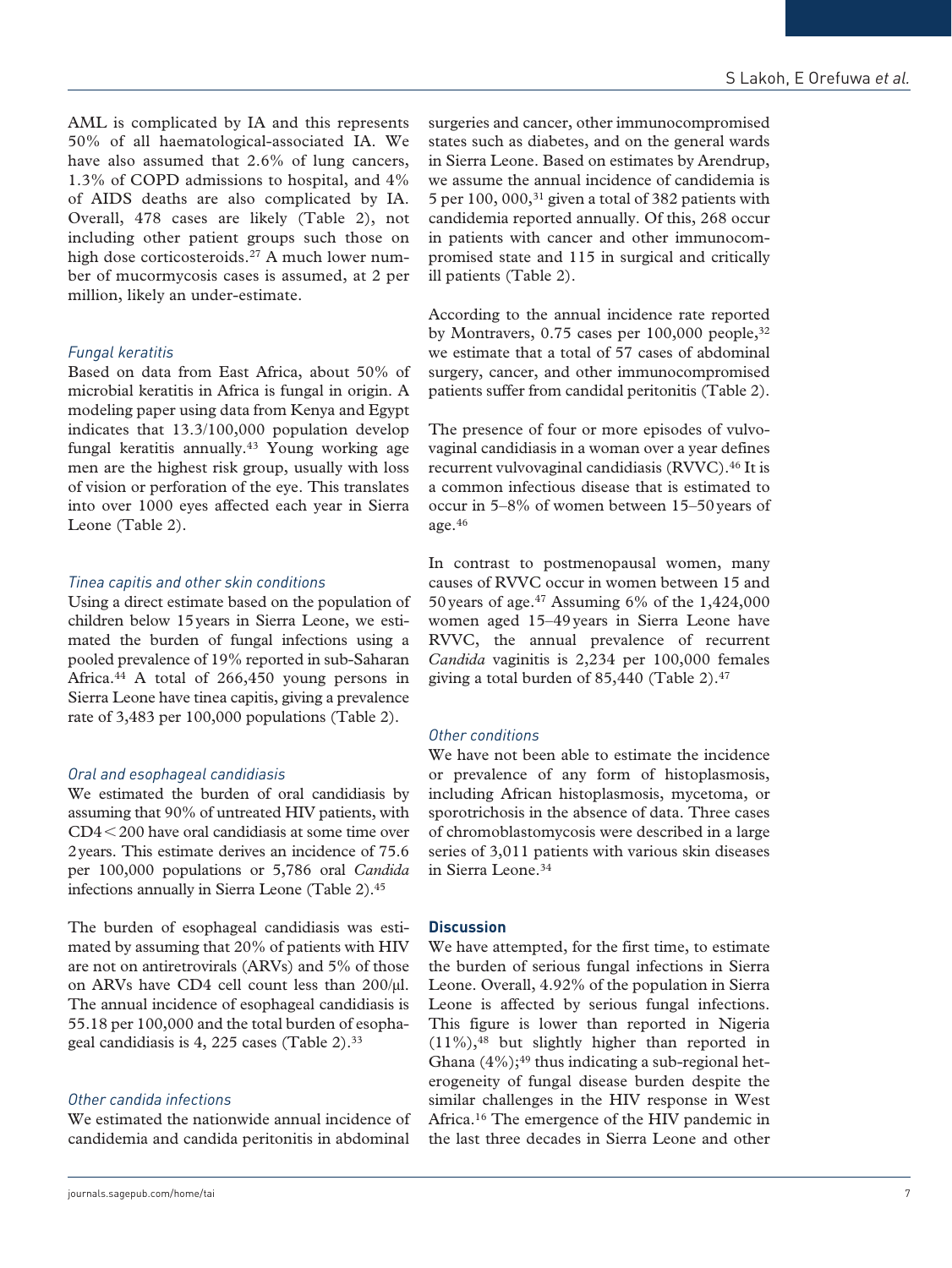AML is complicated by IA and this represents 50% of all haematological-associated IA. We have also assumed that 2.6% of lung cancers, 1.3% of COPD admissions to hospital, and 4% of AIDS deaths are also complicated by IA. Overall, 478 cases are likely (Table 2), not including other patient groups such those on high dose corticosteroids.[27] A much lower number of mucormycosis cases is assumed, at 2 per million, likely an under-estimate.

### *Fungal keratitis*

Based on data from East Africa, about 50% of microbial keratitis in Africa is fungal in origin. A modeling paper using data from Kenya and Egypt indicates that 13.3/100,000 population develop fungal keratitis annually.[43] Young working age men are the highest risk group, usually with loss of vision or perforation of the eye. This translates into over 1000 eyes affected each year in Sierra Leone (Table 2).

### *Tinea capitis and other skin conditions*

Using a direct estimate based on the population of children below 15 years in Sierra Leone, we estimated the burden of fungal infections using a pooled prevalence of 19% reported in sub-Saharan Africa.[44] A total of 266,450 young persons in Sierra Leone have tinea capitis, giving a prevalence rate of 3,483 per 100,000 populations (Table 2).

### *Oral and esophageal candidiasis*

We estimated the burden of oral candidiasis by assuming that 90% of untreated HIV patients, with CD4 < 200 have oral candidiasis at some time over 2 years. This estimate derives an incidence of 75.6 per 100,000 populations or 5,786 oral *Candida* infections annually in Sierra Leone (Table 2).[45]

The burden of esophageal candidiasis was estimated by assuming that 20% of patients with HIV are not on antiretrovirals (ARVs) and 5% of those on ARVs have CD4 cell count less than 200/µl. The annual incidence of esophageal candidiasis is 55.18 per 100,000 and the total burden of esophageal candidiasis is 4, 225 cases (Table 2).[33]

### *Other candida infections*

We estimated the nationwide annual incidence of candidemia and candida peritonitis in abdominal surgeries and cancer, other immunocompromised states such as diabetes, and on the general wards in Sierra Leone. Based on estimates by Arendrup, we assume the annual incidence of candidemia is 5 per 100, 000,[31] given a total of 382 patients with candidemia reported annually. Of this, 268 occur in patients with cancer and other immunocompromised state and 115 in surgical and critically ill patients (Table 2).

According to the annual incidence rate reported by Montravers, 0.75 cases per 100,000 people,[32] we estimate that a total of 57 cases of abdominal surgery, cancer, and other immunocompromised patients suffer from candidal peritonitis (Table 2).

The presence of four or more episodes of vulvovaginal candidiasis in a woman over a year defines recurrent vulvovaginal candidiasis (RVVC).[46] It is a common infectious disease that is estimated to occur in 5–8% of women between 15–50 years of age.[46]

In contrast to postmenopausal women, many causes of RVVC occur in women between 15 and 50 years of age.[47] Assuming 6% of the 1,424,000 women aged 15–49 years in Sierra Leone have RVVC, the annual prevalence of recurrent *Candida* vaginitis is 2,234 per 100,000 females giving a total burden of 85,440 (Table 2).[47]

### *Other conditions*

We have not been able to estimate the incidence or prevalence of any form of histoplasmosis, including African histoplasmosis, mycetoma, or sporotrichosis in the absence of data. Three cases of chromoblastomycosis were described in a large series of 3,011 patients with various skin diseases in Sierra Leone.[34]

## Discussion

We have attempted, for the first time, to estimate the burden of serious fungal infections in Sierra Leone. Overall, 4.92% of the population in Sierra Leone is affected by serious fungal infections. This figure is lower than reported in Nigeria (11%),[48] but slightly higher than reported in Ghana (4%);[49] thus indicating a sub-regional heterogeneity of fungal disease burden despite the similar challenges in the HIV response in West Africa.[16] The emergence of the HIV pandemic in the last three decades in Sierra Leone and other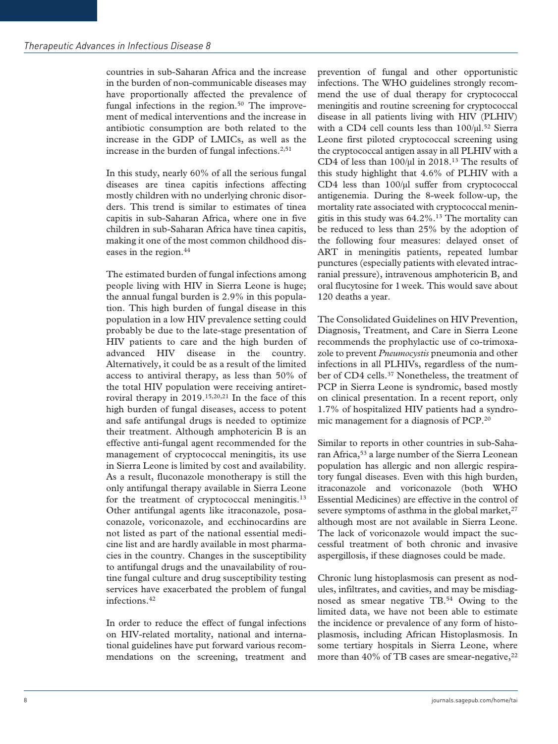countries in sub-Saharan Africa and the increase in the burden of non-communicable diseases may have proportionally affected the prevalence of fungal infections in the region.[50] The improvement of medical interventions and the increase in antibiotic consumption are both related to the increase in the GDP of LMICs, as well as the increase in the burden of fungal infections.[2,51]

In this study, nearly 60% of all the serious fungal diseases are tinea capitis infections affecting mostly children with no underlying chronic disorders. This trend is similar to estimates of tinea capitis in sub-Saharan Africa, where one in five children in sub-Saharan Africa have tinea capitis, making it one of the most common childhood diseases in the region.[44]

The estimated burden of fungal infections among people living with HIV in Sierra Leone is huge; the annual fungal burden is 2.9% in this population. This high burden of fungal disease in this population in a low HIV prevalence setting could probably be due to the late-stage presentation of HIV patients to care and the high burden of advanced HIV disease in the country. Alternatively, it could be as a result of the limited access to antiviral therapy, as less than 50% of the total HIV population were receiving antiretroviral therapy in 2019.[15,20,21] In the face of this high burden of fungal diseases, access to potent and safe antifungal drugs is needed to optimize their treatment. Although amphotericin B is an effective anti-fungal agent recommended for the management of cryptococcal meningitis, its use in Sierra Leone is limited by cost and availability. As a result, fluconazole monotherapy is still the only antifungal therapy available in Sierra Leone for the treatment of cryptococcal meningitis.[13] Other antifungal agents like itraconazole, posaconazole, voriconazole, and ecchinocardins are not listed as part of the national essential medicine list and are hardly available in most pharmacies in the country. Changes in the susceptibility to antifungal drugs and the unavailability of routine fungal culture and drug susceptibility testing services have exacerbated the problem of fungal infections.[42]

In order to reduce the effect of fungal infections on HIV-related mortality, national and international guidelines have put forward various recommendations on the screening, treatment and prevention of fungal and other opportunistic infections. The WHO guidelines strongly recommend the use of dual therapy for cryptococcal meningitis and routine screening for cryptococcal disease in all patients living with HIV (PLHIV) with a CD4 cell counts less than 100/μl.[52] Sierra Leone first piloted cryptococcal screening using the cryptococcal antigen assay in all PLHIV with a CD4 of less than 100/μl in 2018.[13] The results of this study highlight that 4.6% of PLHIV with a CD4 less than 100/μl suffer from cryptococcal antigenemia. During the 8-week follow-up, the mortality rate associated with cryptococcal meningitis in this study was 64.2%.[13] The mortality can be reduced to less than 25% by the adoption of the following four measures: delayed onset of ART in meningitis patients, repeated lumbar punctures (especially patients with elevated intracranial pressure), intravenous amphotericin B, and oral flucytosine for 1 week. This would save about 120 deaths a year.

The Consolidated Guidelines on HIV Prevention, Diagnosis, Treatment, and Care in Sierra Leone recommends the prophylactic use of co-trimoxazole to prevent *Pneumocystis* pneumonia and other infections in all PLHIVs, regardless of the number of CD4 cells.[37] Nonetheless, the treatment of PCP in Sierra Leone is syndromic, based mostly on clinical presentation. In a recent report, only 1.7% of hospitalized HIV patients had a syndromic management for a diagnosis of PCP.[20]

Similar to reports in other countries in sub-Saharan Africa,[53] a large number of the Sierra Leonean population has allergic and non allergic respiratory fungal diseases. Even with this high burden, itraconazole and voriconazole (both WHO Essential Medicines) are effective in the control of severe symptoms of asthma in the global market,[27] although most are not available in Sierra Leone. The lack of voriconazole would impact the successful treatment of both chronic and invasive aspergillosis, if these diagnoses could be made.

Chronic lung histoplasmosis can present as nodules, infiltrates, and cavities, and may be misdiagnosed as smear negative TB.[54] Owing to the limited data, we have not been able to estimate the incidence or prevalence of any form of histoplasmosis, including African Histoplasmosis. In some tertiary hospitals in Sierra Leone, where more than 40% of TB cases are smear-negative,[22]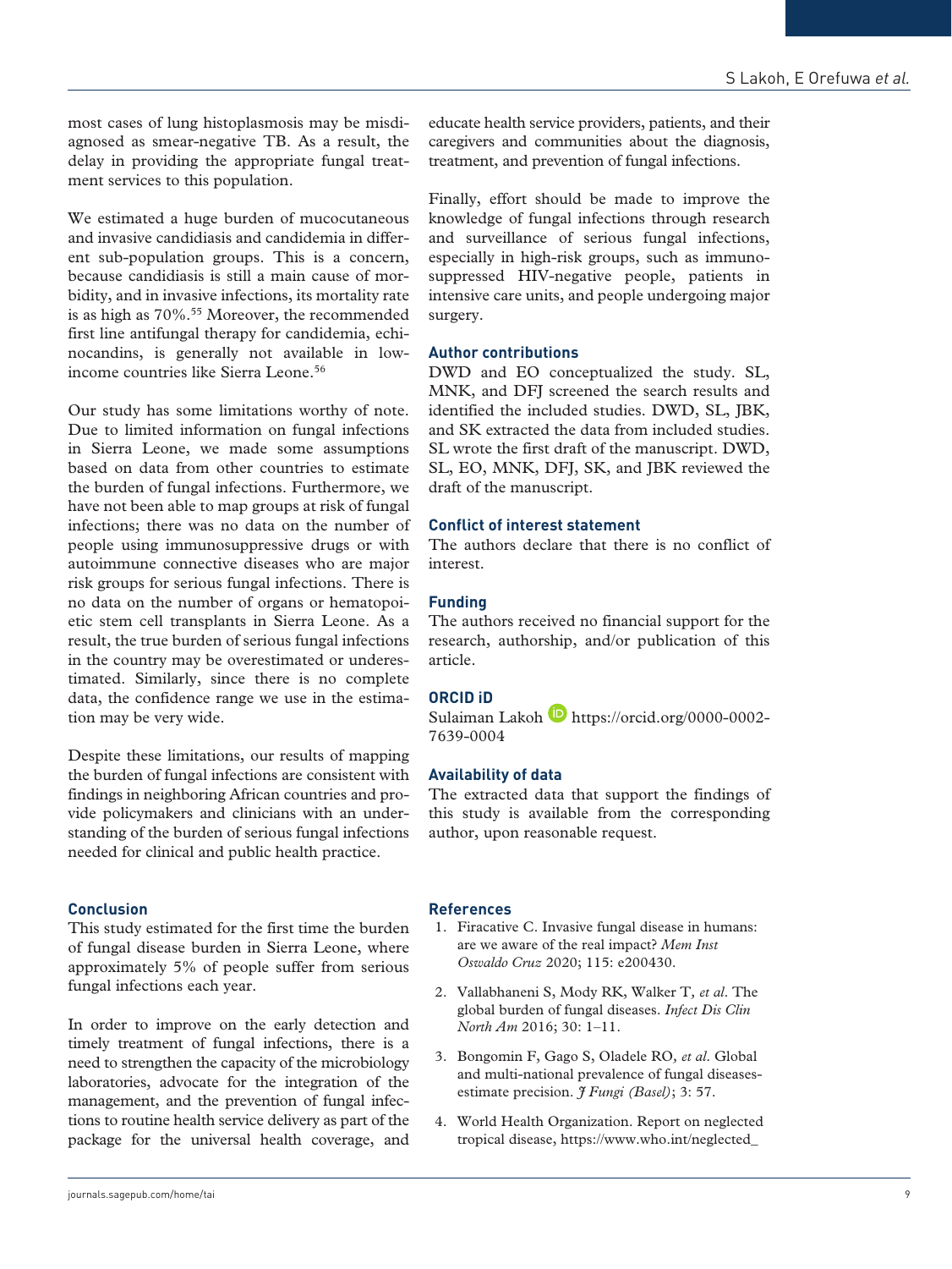most cases of lung histoplasmosis may be misdiagnosed as smear-negative TB. As a result, the delay in providing the appropriate fungal treatment services to this population.

We estimated a huge burden of mucocutaneous and invasive candidiasis and candidemia in different sub-population groups. This is a concern, because candidiasis is still a main cause of morbidity, and in invasive infections, its mortality rate is as high as 70%.[55] Moreover, the recommended first line antifungal therapy for candidemia, echinocandins, is generally not available in low-income countries like Sierra Leone.[56]

Our study has some limitations worthy of note. Due to limited information on fungal infections in Sierra Leone, we made some assumptions based on data from other countries to estimate the burden of fungal infections. Furthermore, we have not been able to map groups at risk of fungal infections; there was no data on the number of people using immunosuppressive drugs or with autoimmune connective diseases who are major risk groups for serious fungal infections. There is no data on the number of organs or hematopoietic stem cell transplants in Sierra Leone. As a result, the true burden of serious fungal infections in the country may be overestimated or underestimated. Similarly, since there is no complete data, the confidence range we use in the estimation may be very wide.

Despite these limitations, our results of mapping the burden of fungal infections are consistent with findings in neighboring African countries and provide policymakers and clinicians with an understanding of the burden of serious fungal infections needed for clinical and public health practice.

## Conclusion

This study estimated for the first time the burden of fungal disease burden in Sierra Leone, where approximately 5% of people suffer from serious fungal infections each year.

In order to improve on the early detection and timely treatment of fungal infections, there is a need to strengthen the capacity of the microbiology laboratories, advocate for the integration of the management, and the prevention of fungal infections to routine health service delivery as part of the package for the universal health coverage, and educate health service providers, patients, and their caregivers and communities about the diagnosis, treatment, and prevention of fungal infections.

Finally, effort should be made to improve the knowledge of fungal infections through research and surveillance of serious fungal infections, especially in high-risk groups, such as immunosuppressed HIV-negative people, patients in intensive care units, and people undergoing major surgery.

## Author contributions

DWD and EO conceptualized the study. SL, MNK, and DFJ screened the search results and identified the included studies. DWD, SL, JBK, and SK extracted the data from included studies. SL wrote the first draft of the manuscript. DWD, SL, EO, MNK, DFJ, SK, and JBK reviewed the draft of the manuscript.

## Conflict of interest statement

The authors declare that there is no conflict of interest.

## Funding

The authors received no financial support for the research, authorship, and/or publication of this article.

## ORCID iD

Sulaiman Lakoh https://orcid.org/0000-0002-7639-0004

## Availability of data

The extracted data that support the findings of this study is available from the corresponding author, upon reasonable request.

## References

1. Firacative C. Invasive fungal disease in humans: are we aware of the real impact? *Mem Inst Oswaldo Cruz* 2020; 115: e200430.
2. Vallabhaneni S, Mody RK, Walker T*, et al*. The global burden of fungal diseases. *Infect Dis Clin North Am* 2016; 30: 1–11.
3. Bongomin F, Gago S, Oladele RO*, et al*. Global and multi-national prevalence of fungal diseases-estimate precision. *J Fungi (Basel)*; 3: 57.
4. World Health Organization. Report on neglected tropical disease, https://www.who.int/neglected_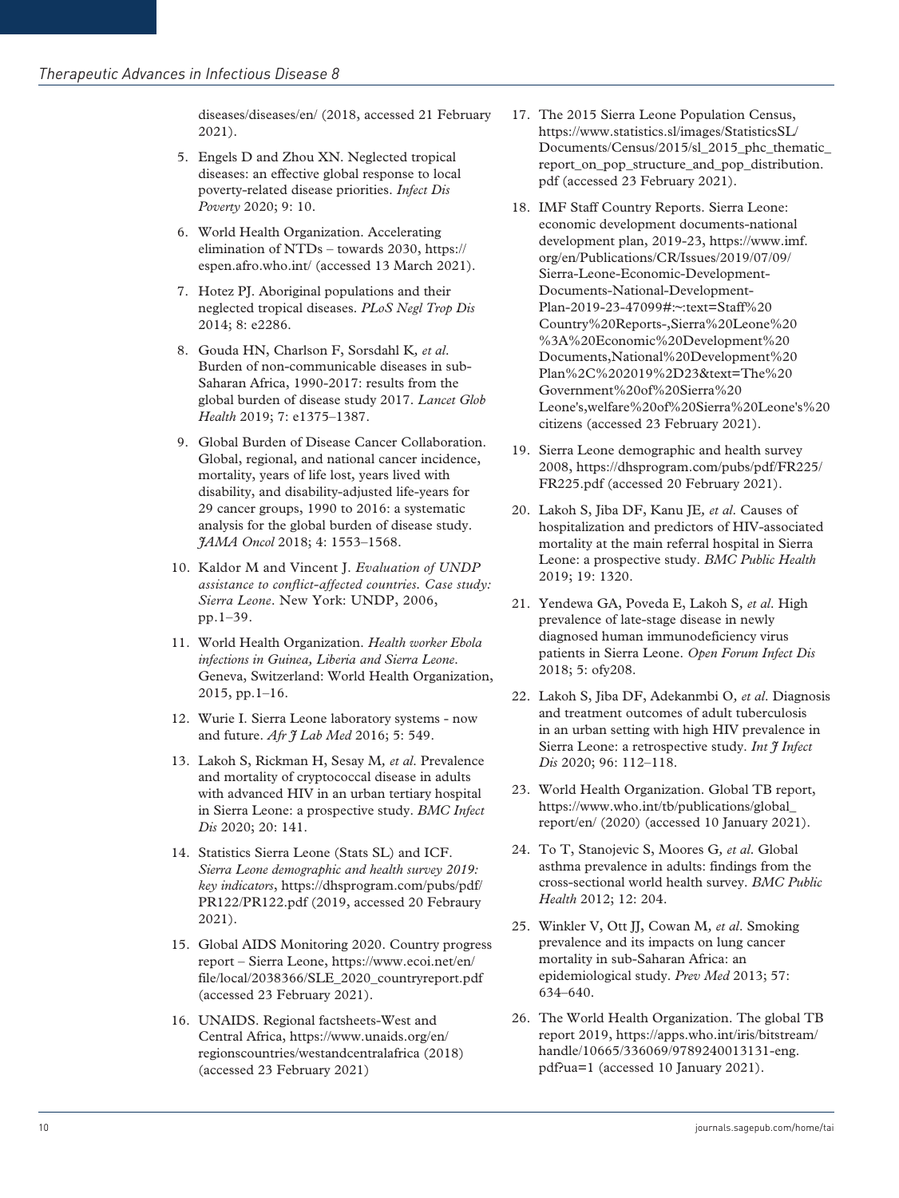diseases/diseases/en/ (2018, accessed 21 February 2021).

5. Engels D and Zhou XN. Neglected tropical diseases: an effective global response to local poverty-related disease priorities. *Infect Dis Poverty* 2020; 9: 10.
6. World Health Organization. Accelerating elimination of NTDs – towards 2030, https://espen.afro.who.int/ (accessed 13 March 2021).
7. Hotez PJ. Aboriginal populations and their neglected tropical diseases. *PLoS Negl Trop Dis* 2014; 8: e2286.
8. Gouda HN, Charlson F, Sorsdahl K*, et al*. Burden of non-communicable diseases in sub-Saharan Africa, 1990-2017: results from the global burden of disease study 2017. *Lancet Glob Health* 2019; 7: e1375–1387.
9. Global Burden of Disease Cancer Collaboration. Global, regional, and national cancer incidence, mortality, years of life lost, years lived with disability, and disability-adjusted life-years for 29 cancer groups, 1990 to 2016: a systematic analysis for the global burden of disease study. *JAMA Oncol* 2018; 4: 1553–1568.
10. Kaldor M and Vincent J. *Evaluation of UNDP assistance to conflict-affected countries. Case study: Sierra Leone*. New York: UNDP, 2006, pp.1–39.
11. World Health Organization. *Health worker Ebola infections in Guinea, Liberia and Sierra Leone*. Geneva, Switzerland: World Health Organization, 2015, pp.1–16.
12. Wurie I. Sierra Leone laboratory systems - now and future. *Afr J Lab Med* 2016; 5: 549.
13. Lakoh S, Rickman H, Sesay M*, et al*. Prevalence and mortality of cryptococcal disease in adults with advanced HIV in an urban tertiary hospital in Sierra Leone: a prospective study. *BMC Infect Dis* 2020; 20: 141.
14. Statistics Sierra Leone (Stats SL) and ICF. *Sierra Leone demographic and health survey 2019: key indicators*, https://dhsprogram.com/pubs/pdf/PR122/PR122.pdf (2019, accessed 20 Febraury 2021).
15. Global AIDS Monitoring 2020. Country progress report – Sierra Leone, https://www.ecoi.net/en/file/local/2038366/SLE_2020_countryreport.pdf (accessed 23 February 2021).
16. UNAIDS. Regional factsheets-West and Central Africa, https://www.unaids.org/en/regionscountries/westandcentralafrica (2018) (accessed 23 February 2021)
17. The 2015 Sierra Leone Population Census, https://www.statistics.sl/images/StatisticsSL/Documents/Census/2015/sl_2015_phc_thematic_report_on_pop_structure_and_pop_distribution.pdf (accessed 23 February 2021).
18. IMF Staff Country Reports. Sierra Leone: economic development documents-national development plan, 2019-23, https://www.imf.org/en/Publications/CR/Issues/2019/07/09/Sierra-Leone-Economic-Development-Documents-National-Development-Plan-2019-23-47099#:~:text=Staff%20Country%20Reports-,Sierra%20Leone%20%3A%20Economic%20Development%20Documents,National%20Development%20Plan%2C%202019%2D23&text=The%20Government%20of%20Sierra%20Leone's,welfare%20of%20Sierra%20Leone's%20citizens (accessed 23 February 2021).
19. Sierra Leone demographic and health survey 2008, https://dhsprogram.com/pubs/pdf/FR225/FR225.pdf (accessed 20 February 2021).
20. Lakoh S, Jiba DF, Kanu JE*, et al*. Causes of hospitalization and predictors of HIV-associated mortality at the main referral hospital in Sierra Leone: a prospective study. *BMC Public Health* 2019; 19: 1320.
21. Yendewa GA, Poveda E, Lakoh S*, et al*. High prevalence of late-stage disease in newly diagnosed human immunodeficiency virus patients in Sierra Leone. *Open Forum Infect Dis* 2018; 5: ofy208.
22. Lakoh S, Jiba DF, Adekanmbi O*, et al*. Diagnosis and treatment outcomes of adult tuberculosis in an urban setting with high HIV prevalence in Sierra Leone: a retrospective study. *Int J Infect Dis* 2020; 96: 112–118.
23. World Health Organization. Global TB report, https://www.who.int/tb/publications/global_report/en/ (2020) (accessed 10 January 2021).
24. To T, Stanojevic S, Moores G*, et al*. Global asthma prevalence in adults: findings from the cross-sectional world health survey. *BMC Public Health* 2012; 12: 204.
25. Winkler V, Ott JJ, Cowan M*, et al*. Smoking prevalence and its impacts on lung cancer mortality in sub-Saharan Africa: an epidemiological study. *Prev Med* 2013; 57: 634–640.
26. The World Health Organization. The global TB report 2019, https://apps.who.int/iris/bitstream/handle/10665/336069/9789240013131-eng.pdf?ua=1 (accessed 10 January 2021).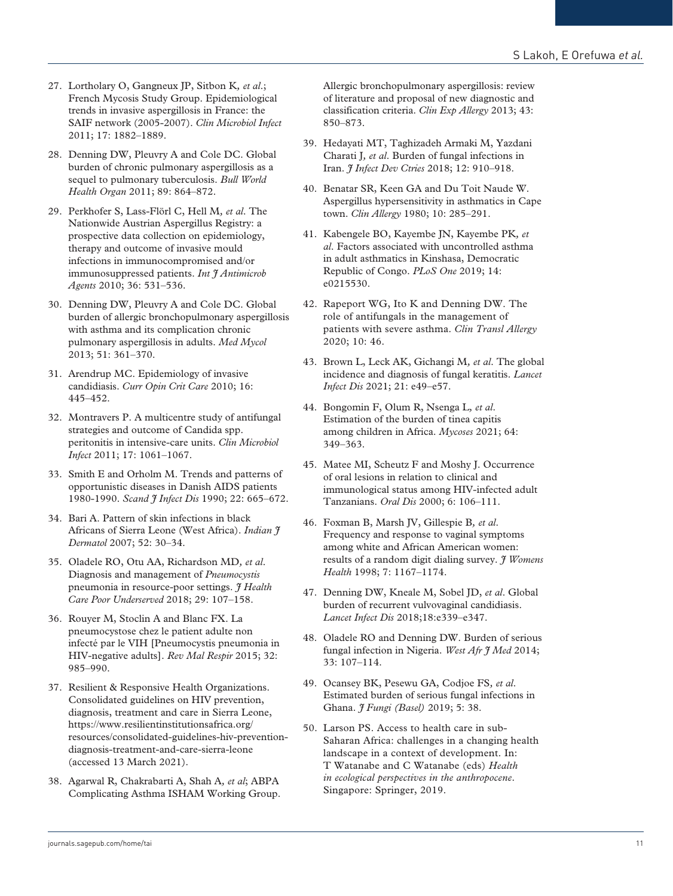27. Lortholary O, Gangneux JP, Sitbon K, *et al*.; French Mycosis Study Group. Epidemiological trends in invasive aspergillosis in France: the SAIF network (2005-2007). *Clin Microbiol Infect* 2011; 17: 1882–1889.
28. Denning DW, Pleuvry A and Cole DC. Global burden of chronic pulmonary aspergillosis as a sequel to pulmonary tuberculosis. *Bull World Health Organ* 2011; 89: 864–872.
29. Perkhofer S, Lass-Flörl C, Hell M, *et al*. The Nationwide Austrian Aspergillus Registry: a prospective data collection on epidemiology, therapy and outcome of invasive mould infections in immunocompromised and/or immunosuppressed patients. *Int J Antimicrob Agents* 2010; 36: 531–536.
30. Denning DW, Pleuvry A and Cole DC. Global burden of allergic bronchopulmonary aspergillosis with asthma and its complication chronic pulmonary aspergillosis in adults. *Med Mycol* 2013; 51: 361–370.
31. Arendrup MC. Epidemiology of invasive candidiasis. *Curr Opin Crit Care* 2010; 16: 445–452.
32. Montravers P. A multicentre study of antifungal strategies and outcome of Candida spp. peritonitis in intensive-care units. *Clin Microbiol Infect* 2011; 17: 1061–1067.
33. Smith E and Orholm M. Trends and patterns of opportunistic diseases in Danish AIDS patients 1980-1990. *Scand J Infect Dis* 1990; 22: 665–672.
34. Bari A. Pattern of skin infections in black Africans of Sierra Leone (West Africa). *Indian J Dermatol* 2007; 52: 30–34.
35. Oladele RO, Otu AA, Richardson MD, *et al*. Diagnosis and management of *Pneumocystis* pneumonia in resource-poor settings. *J Health Care Poor Underserved* 2018; 29: 107–158.
36. Rouyer M, Stoclin A and Blanc FX. La pneumocystose chez le patient adulte non infecté par le VIH [Pneumocystis pneumonia in HIV-negative adults]. *Rev Mal Respir* 2015; 32: 985–990.
37. Resilient & Responsive Health Organizations. Consolidated guidelines on HIV prevention, diagnosis, treatment and care in Sierra Leone, https://www.resilientinstitutionsafrica.org/resources/consolidated-guidelines-hiv-prevention-diagnosis-treatment-and-care-sierra-leone (accessed 13 March 2021).
38. Agarwal R, Chakrabarti A, Shah A, *et al*; ABPA Complicating Asthma ISHAM Working Group. Allergic bronchopulmonary aspergillosis: review of literature and proposal of new diagnostic and classification criteria. *Clin Exp Allergy* 2013; 43: 850–873.
39. Hedayati MT, Taghizadeh Armaki M, Yazdani Charati J, *et al*. Burden of fungal infections in Iran. *J Infect Dev Ctries* 2018; 12: 910–918.
40. Benatar SR, Keen GA and Du Toit Naude W. Aspergillus hypersensitivity in asthmatics in Cape town. *Clin Allergy* 1980; 10: 285–291.
41. Kabengele BO, Kayembe JN, Kayembe PK, *et al*. Factors associated with uncontrolled asthma in adult asthmatics in Kinshasa, Democratic Republic of Congo. *PLoS One* 2019; 14: e0215530.
42. Rapeport WG, Ito K and Denning DW. The role of antifungals in the management of patients with severe asthma. *Clin Transl Allergy* 2020; 10: 46.
43. Brown L, Leck AK, Gichangi M, *et al*. The global incidence and diagnosis of fungal keratitis. *Lancet Infect Dis* 2021; 21: e49–e57.
44. Bongomin F, Olum R, Nsenga L, *et al*. Estimation of the burden of tinea capitis among children in Africa. *Mycoses* 2021; 64: 349–363.
45. Matee MI, Scheutz F and Moshy J. Occurrence of oral lesions in relation to clinical and immunological status among HIV-infected adult Tanzanians. *Oral Dis* 2000; 6: 106–111.
46. Foxman B, Marsh JV, Gillespie B, *et al*. Frequency and response to vaginal symptoms among white and African American women: results of a random digit dialing survey. *J Womens Health* 1998; 7: 1167–1174.
47. Denning DW, Kneale M, Sobel JD, *et al*. Global burden of recurrent vulvovaginal candidiasis. *Lancet Infect Dis* 2018;18:e339–e347.
48. Oladele RO and Denning DW. Burden of serious fungal infection in Nigeria. *West Afr J Med* 2014; 33: 107–114.
49. Ocansey BK, Pesewu GA, Codjoe FS, *et al*. Estimated burden of serious fungal infections in Ghana. *J Fungi (Basel)* 2019; 5: 38.
50. Larson PS. Access to health care in sub-Saharan Africa: challenges in a changing health landscape in a context of development. In: T Watanabe and C Watanabe (eds) *Health in ecological perspectives in the anthropocene*. Singapore: Springer, 2019.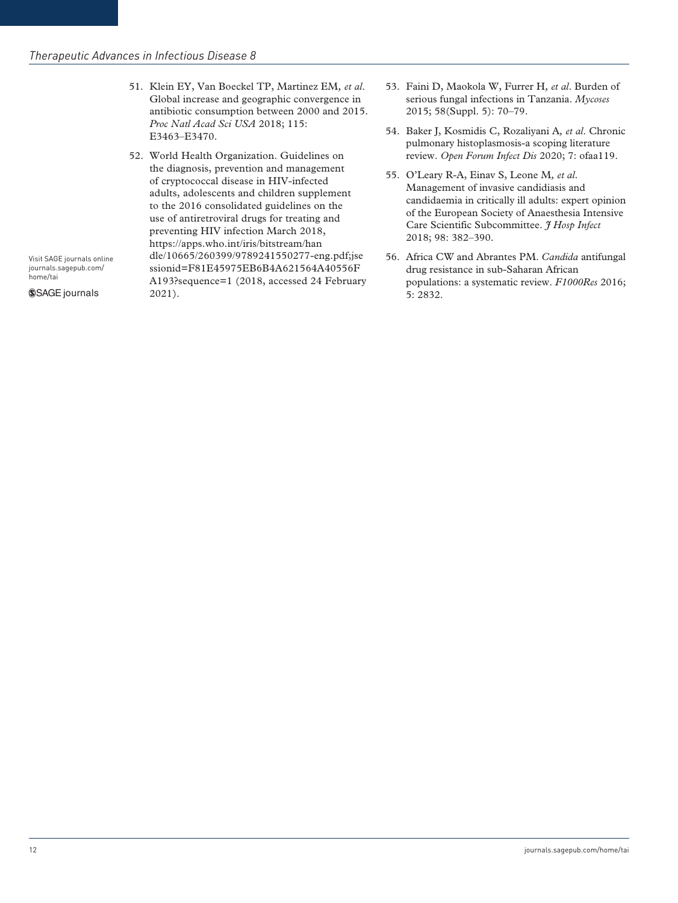51. Klein EY, Van Boeckel TP, Martinez EM, *et al*. Global increase and geographic convergence in antibiotic consumption between 2000 and 2015. *Proc Natl Acad Sci USA* 2018; 115: E3463–E3470.

52. World Health Organization. Guidelines on the diagnosis, prevention and management of cryptococcal disease in HIV-infected adults, adolescents and children supplement to the 2016 consolidated guidelines on the use of antiretroviral drugs for treating and preventing HIV infection March 2018, https://apps.who.int/iris/bitstream/handle/10665/260399/9789241550277-eng.pdf;jsessionid=F81E45975EB6B4A621564A40556FA193?sequence=1 (2018, accessed 24 February 2021).

53. Faini D, Maokola W, Furrer H, *et al*. Burden of serious fungal infections in Tanzania. *Mycoses* 2015; 58(Suppl. 5): 70–79.

54. Baker J, Kosmidis C, Rozaliyani A, *et al*. Chronic pulmonary histoplasmosis-a scoping literature review. *Open Forum Infect Dis* 2020; 7: ofaa119.

55. O'Leary R-A, Einav S, Leone M, *et al*. Management of invasive candidiasis and candidaemia in critically ill adults: expert opinion of the European Society of Anaesthesia Intensive Care Scientific Subcommittee. *J Hosp Infect* 2018; 98: 382–390.

56. Africa CW and Abrantes PM. *Candida* antifungal drug resistance in sub-Saharan African populations: a systematic review. *F1000Res* 2016; 5: 2832.

Visit SAGE journals online journals.sagepub.com/home/tai

SAGE journals